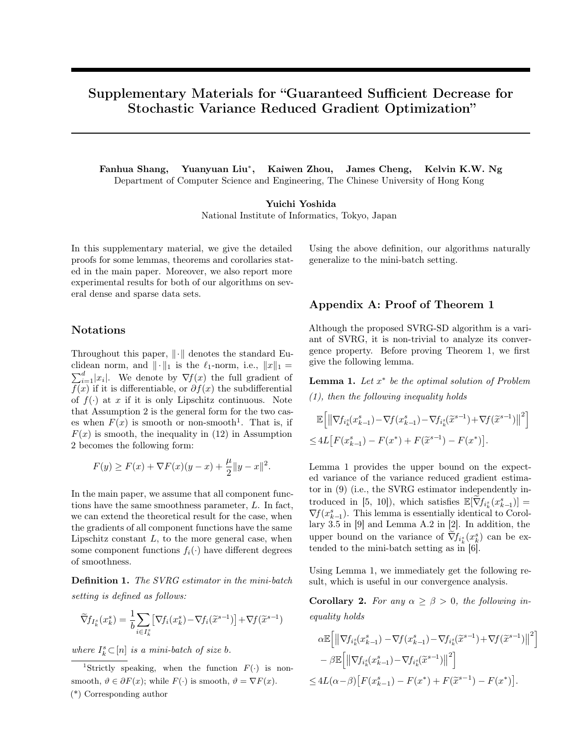# Supplementary Materials for "Guaranteed Sufficient Decrease for Stochastic Variance Reduced Gradient Optimization"

**Fanhua Shang, Yuanyuan Liu\*, Kaiwen Zhou, James Cheng, Kelvin K.W. Ng**
Department of Computer Science and Engineering, The Chinese University of Hong Kong

**Yuichi Yoshida**
National Institute of Informatics, Tokyo, Japan

In this supplementary material, we give the detailed proofs for some lemmas, theorems and corollaries stated in the main paper. Moreover, we also report more experimental results for both of our algorithms on several dense and sparse data sets.

## Notations

Throughout this paper, $\|\cdot\|$ denotes the standard Euclidean norm, and $\|\cdot\|_1$ is the $\ell_1$-norm, i.e., $\|x\|_1 = \sum_{i=1}^{d}|x_i|$. We denote by $\nabla f(x)$ the full gradient of $f(x)$ if it is differentiable, or $\partial f(x)$ the subdifferential of $f(\cdot)$ at $x$ if it is only Lipschitz continuous. Note that Assumption 2 is the general form for the two cases when $F(x)$ is smooth or non-smooth[1]. That is, if $F(x)$ is smooth, the inequality in (12) in Assumption 2 becomes the following form:

$$F(y) \geq F(x) + \nabla F(x)(y-x) + \frac{\mu}{2}\|y-x\|^2.$$

In the main paper, we assume that all component functions have the same smoothness parameter, $L$. In fact, we can extend the theoretical result for the case, when the gradients of all component functions have the same Lipschitz constant $L$, to the more general case, when some component functions $f_i(\cdot)$ have different degrees of smoothness.

**Definition 1.** *The SVRG estimator in the mini-batch setting is defined as follows:*

$$\widetilde{\nabla} f_{I_k^s}(x_k^s) = \frac{1}{b}\sum_{i\in I_k^s}\left[\nabla f_i(x_k^s) - \nabla f_i(\widetilde{x}^{s-1})\right] + \nabla f(\widetilde{x}^{s-1})$$

*where $I_k^s \subset [n]$ is a mini-batch of size $b$.*

Using the above definition, our algorithms naturally generalize to the mini-batch setting.

[1] Strictly speaking, when the function $F(\cdot)$ is non-smooth, $\vartheta \in \partial F(x)$; while $F(\cdot)$ is smooth, $\vartheta = \nabla F(x)$.

(\*) Corresponding author

## Appendix A: Proof of Theorem 1

Although the proposed SVRG-SD algorithm is a variant of SVRG, it is non-trivial to analyze its convergence property. Before proving Theorem 1, we first give the following lemma.

**Lemma 1.** *Let $x^*$ be the optimal solution of Problem (1), then the following inequality holds*

$$\begin{aligned}&\mathbb{E}\Big[\big\|\nabla f_{i_k^s}(x_{k-1}^s) - \nabla f(x_{k-1}^s) - \nabla f_{i_k^s}(\widetilde{x}^{s-1}) + \nabla f(\widetilde{x}^{s-1})\big\|^2\Big]\\ &\leq 4L\big[F(x_{k-1}^s) - F(x^*) + F(\widetilde{x}^{s-1}) - F(x^*)\big].\end{aligned}$$

Lemma 1 provides the upper bound on the expected variance of the variance reduced gradient estimator in (9) (i.e., the SVRG estimator independently introduced in [5, 10]), which satisfies $\mathbb{E}[\widetilde{\nabla} f_{i_k^s}(x_{k-1}^s)] = \nabla f(x_{k-1}^s)$. This lemma is essentially identical to Corollary 3.5 in [9] and Lemma A.2 in [2]. In addition, the upper bound on the variance of $\widetilde{\nabla} f_{i_k^s}(x_k^s)$ can be extended to the mini-batch setting as in [6].

Using Lemma 1, we immediately get the following result, which is useful in our convergence analysis.

**Corollary 2.** *For any $\alpha \geq \beta > 0$, the following inequality holds*

$$\begin{aligned}&\alpha\mathbb{E}\Big[\big\|\nabla f_{i_k^s}(x_{k-1}^s) - \nabla f(x_{k-1}^s) - \nabla f_{i_k^s}(\widetilde{x}^{s-1}) + \nabla f(\widetilde{x}^{s-1})\big\|^2\Big]\\ &- \beta\mathbb{E}\Big[\big\|\nabla f_{i_k^s}(x_{k-1}^s) - \nabla f_{i_k^s}(\widetilde{x}^{s-1})\big\|^2\Big]\\ &\leq 4L(\alpha-\beta)\big[F(x_{k-1}^s) - F(x^*) + F(\widetilde{x}^{s-1}) - F(x^*)\big].\end{aligned}$$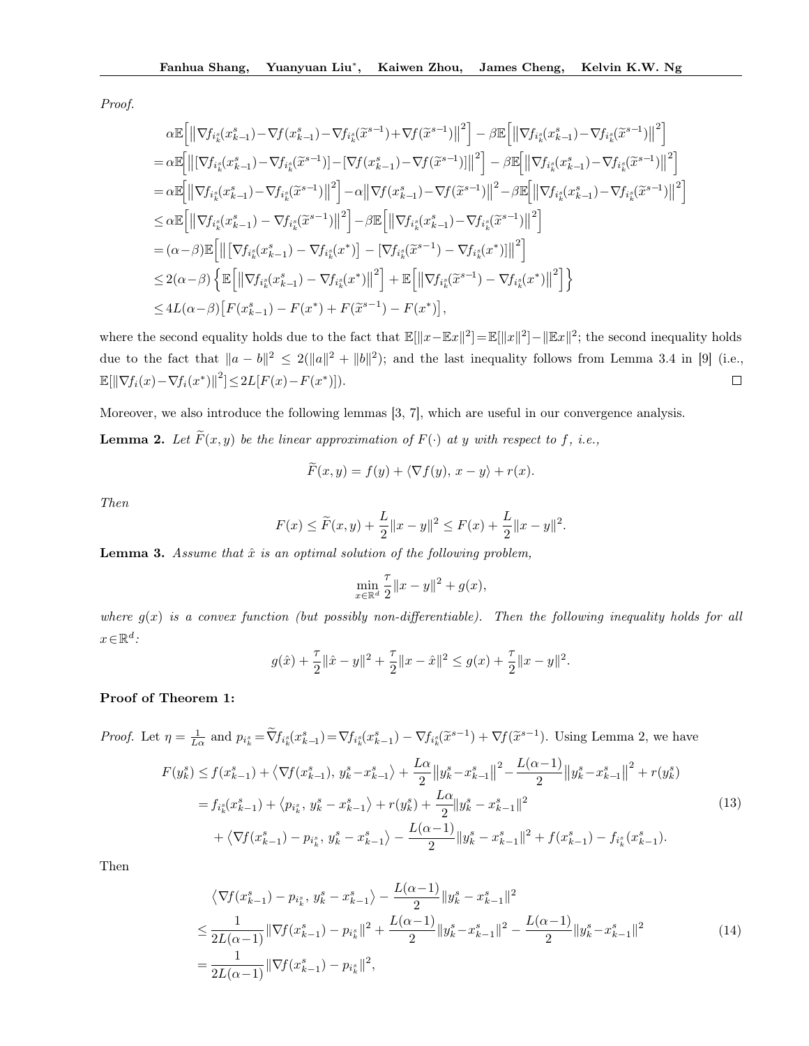*Proof.*

$$
\begin{aligned}
&\alpha\mathbb{E}\Big[\big\|\nabla f_{i_k^s}(x_{k-1}^s)-\nabla f(x_{k-1}^s)-\nabla f_{i_k^s}(\widetilde{x}^{s-1})+\nabla f(\widetilde{x}^{s-1})\big\|^2\Big]-\beta\mathbb{E}\Big[\big\|\nabla f_{i_k^s}(x_{k-1}^s)-\nabla f_{i_k^s}(\widetilde{x}^{s-1})\big\|^2\Big]\\
=\,&\alpha\mathbb{E}\Big[\big\|[\nabla f_{i_k^s}(x_{k-1}^s)-\nabla f_{i_k^s}(\widetilde{x}^{s-1})]-[\nabla f(x_{k-1}^s)-\nabla f(\widetilde{x}^{s-1})]\big\|^2\Big]-\beta\mathbb{E}\Big[\big\|\nabla f_{i_k^s}(x_{k-1}^s)-\nabla f_{i_k^s}(\widetilde{x}^{s-1})\big\|^2\Big]\\
=\,&\alpha\mathbb{E}\Big[\big\|\nabla f_{i_k^s}(x_{k-1}^s)-\nabla f_{i_k^s}(\widetilde{x}^{s-1})\big\|^2\Big]-\alpha\big\|\nabla f(x_{k-1}^s)-\nabla f(\widetilde{x}^{s-1})\big\|^2-\beta\mathbb{E}\Big[\big\|\nabla f_{i_k^s}(x_{k-1}^s)-\nabla f_{i_k^s}(\widetilde{x}^{s-1})\big\|^2\Big]\\
\leq\,&\alpha\mathbb{E}\Big[\big\|\nabla f_{i_k^s}(x_{k-1}^s)-\nabla f_{i_k^s}(\widetilde{x}^{s-1})\big\|^2\Big]-\beta\mathbb{E}\Big[\big\|\nabla f_{i_k^s}(x_{k-1}^s)-\nabla f_{i_k^s}(\widetilde{x}^{s-1})\big\|^2\Big]\\
=\,&(\alpha-\beta)\mathbb{E}\Big[\big\|\left[\nabla f_{i_k^s}(x_{k-1}^s)-\nabla f_{i_k^s}(x^*)\right]-\left[\nabla f_{i_k^s}(\widetilde{x}^{s-1})-\nabla f_{i_k^s}(x^*)\right]\big\|^2\Big]\\
\leq\,&2(\alpha-\beta)\left\{\mathbb{E}\Big[\big\|\nabla f_{i_k^s}(x_{k-1}^s)-\nabla f_{i_k^s}(x^*)\big\|^2\Big]+\mathbb{E}\Big[\big\|\nabla f_{i_k^s}(\widetilde{x}^{s-1})-\nabla f_{i_k^s}(x^*)\big\|^2\Big]\right\}\\
\leq\,&4L(\alpha-\beta)\big[F(x_{k-1}^s)-F(x^*)+F(\widetilde{x}^{s-1})-F(x^*)\big],
\end{aligned}
$$

where the second equality holds due to the fact that $\mathbb{E}[\|x-\mathbb{E}x\|^2]=\mathbb{E}[\|x\|^2]-\|\mathbb{E}x\|^2$; the second inequality holds due to the fact that $\|a-b\|^2\leq 2(\|a\|^2+\|b\|^2)$; and the last inequality follows from Lemma 3.4 in [9] (i.e., $\mathbb{E}[\|\nabla f_i(x)-\nabla f_i(x^*)\|^2]\leq 2L[F(x)-F(x^*)]$). ☐

Moreover, we also introduce the following lemmas [3, 7], which are useful in our convergence analysis.

**Lemma 2.** *Let $\widetilde{F}(x,y)$ be the linear approximation of $F(\cdot)$ at $y$ with respect to $f$, i.e.,*

$$
\widetilde{F}(x,y)=f(y)+\langle\nabla f(y),\,x-y\rangle+r(x).
$$

*Then*

$$
F(x)\leq\widetilde{F}(x,y)+\frac{L}{2}\|x-y\|^2\leq F(x)+\frac{L}{2}\|x-y\|^2.
$$

**Lemma 3.** *Assume that $\hat{x}$ is an optimal solution of the following problem,*

$$
\min_{x\in\mathbb{R}^d}\frac{\tau}{2}\|x-y\|^2+g(x),
$$

*where $g(x)$ is a convex function (but possibly non-differentiable). Then the following inequality holds for all $x\in\mathbb{R}^d$:*

$$
g(\hat{x})+\frac{\tau}{2}\|\hat{x}-y\|^2+\frac{\tau}{2}\|x-\hat{x}\|^2\leq g(x)+\frac{\tau}{2}\|x-y\|^2.
$$

**Proof of Theorem 1:**

*Proof.* Let $\eta=\frac{1}{L\alpha}$ and $p_{i_k^s}=\widetilde{\nabla}f_{i_k^s}(x_{k-1}^s)=\nabla f_{i_k^s}(x_{k-1}^s)-\nabla f_{i_k^s}(\widetilde{x}^{s-1})+\nabla f(\widetilde{x}^{s-1})$. Using Lemma 2, we have

$$
\begin{aligned}
F(y_k^s)\leq\,& f(x_{k-1}^s)+\big\langle\nabla f(x_{k-1}^s),\,y_k^s-x_{k-1}^s\big\rangle+\frac{L\alpha}{2}\big\|y_k^s-x_{k-1}^s\big\|^2-\frac{L(\alpha-1)}{2}\big\|y_k^s-x_{k-1}^s\big\|^2+r(y_k^s)\\
=\,& f_{i_k^s}(x_{k-1}^s)+\big\langle p_{i_k^s},\,y_k^s-x_{k-1}^s\big\rangle+r(y_k^s)+\frac{L\alpha}{2}\|y_k^s-x_{k-1}^s\|^2\\
&+\big\langle\nabla f(x_{k-1}^s)-p_{i_k^s},\,y_k^s-x_{k-1}^s\big\rangle-\frac{L(\alpha-1)}{2}\|y_k^s-x_{k-1}^s\|^2+f(x_{k-1}^s)-f_{i_k^s}(x_{k-1}^s).
\end{aligned}
\tag{13}
$$

Then

$$
\begin{aligned}
&\big\langle\nabla f(x_{k-1}^s)-p_{i_k^s},\,y_k^s-x_{k-1}^s\big\rangle-\frac{L(\alpha-1)}{2}\|y_k^s-x_{k-1}^s\|^2\\
\leq\,&\frac{1}{2L(\alpha-1)}\|\nabla f(x_{k-1}^s)-p_{i_k^s}\|^2+\frac{L(\alpha-1)}{2}\|y_k^s-x_{k-1}^s\|^2-\frac{L(\alpha-1)}{2}\|y_k^s-x_{k-1}^s\|^2\\
=\,&\frac{1}{2L(\alpha-1)}\|\nabla f(x_{k-1}^s)-p_{i_k^s}\|^2,
\end{aligned}
\tag{14}
$$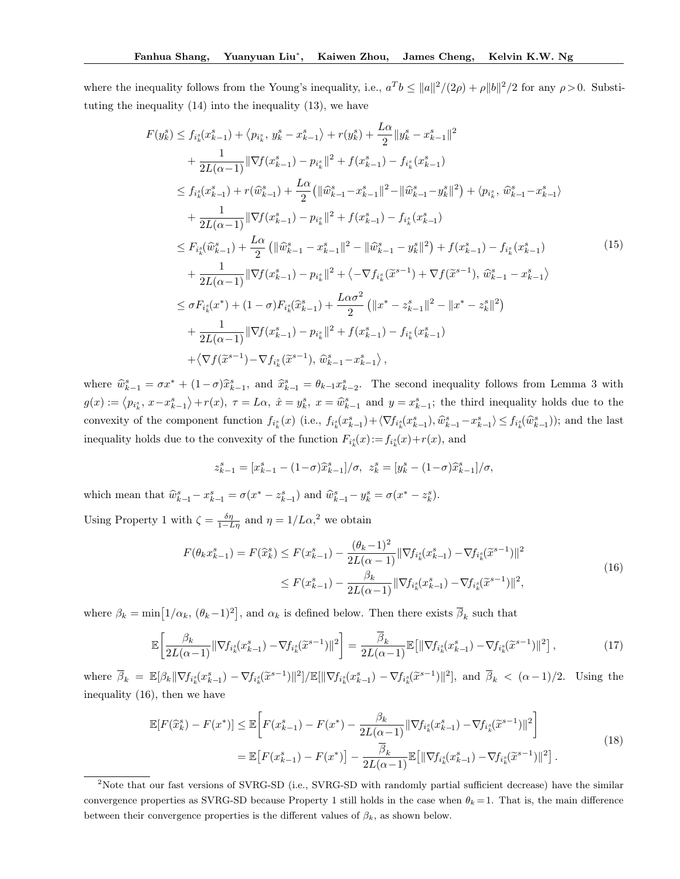where the inequality follows from the Young's inequality, i.e., $a^T b \leq \|a\|^2/(2\rho) + \rho\|b\|^2/2$ for any $\rho > 0$. Substituting the inequality (14) into the inequality (13), we have

$$
\begin{aligned}
F(y_k^s) \leq\; & f_{i_k^s}(x_{k-1}^s) + \left\langle p_{i_k^s},\, y_k^s - x_{k-1}^s \right\rangle + r(y_k^s) + \frac{L\alpha}{2}\|y_k^s - x_{k-1}^s\|^2 \\
& + \frac{1}{2L(\alpha-1)}\|\nabla f(x_{k-1}^s) - p_{i_k^s}\|^2 + f(x_{k-1}^s) - f_{i_k^s}(x_{k-1}^s) \\
\leq\; & f_{i_k^s}(x_{k-1}^s) + r(\widehat{w}_{k-1}^s) + \frac{L\alpha}{2}\left(\|\widehat{w}_{k-1}^s - x_{k-1}^s\|^2 - \|\widehat{w}_{k-1}^s - y_k^s\|^2\right) + \langle p_{i_k^s},\, \widehat{w}_{k-1}^s - x_{k-1}^s\rangle \\
& + \frac{1}{2L(\alpha-1)}\|\nabla f(x_{k-1}^s) - p_{i_k^s}\|^2 + f(x_{k-1}^s) - f_{i_k^s}(x_{k-1}^s) \\
\leq\; & F_{i_k^s}(\widehat{w}_{k-1}^s) + \frac{L\alpha}{2}\left(\|\widehat{w}_{k-1}^s - x_{k-1}^s\|^2 - \|\widehat{w}_{k-1}^s - y_k^s\|^2\right) + f(x_{k-1}^s) - f_{i_k^s}(x_{k-1}^s) \\
& + \frac{1}{2L(\alpha-1)}\|\nabla f(x_{k-1}^s) - p_{i_k^s}\|^2 + \left\langle -\nabla f_{i_k^s}(\widetilde{x}^{s-1}) + \nabla f(\widetilde{x}^{s-1}),\, \widehat{w}_{k-1}^s - x_{k-1}^s \right\rangle \\
\leq\; & \sigma F_{i_k^s}(x^*) + (1-\sigma)F_{i_k^s}(\widehat{x}_{k-1}^s) + \frac{L\alpha\sigma^2}{2}\left(\|x^* - z_{k-1}^s\|^2 - \|x^* - z_k^s\|^2\right) \\
& + \frac{1}{2L(\alpha-1)}\|\nabla f(x_{k-1}^s) - p_{i_k^s}\|^2 + f(x_{k-1}^s) - f_{i_k^s}(x_{k-1}^s) \\
& + \left\langle \nabla f(\widetilde{x}^{s-1}) - \nabla f_{i_k^s}(\widetilde{x}^{s-1}),\, \widehat{w}_{k-1}^s - x_{k-1}^s \right\rangle,
\end{aligned}
\tag{15}
$$

where $\widehat{w}_{k-1}^s = \sigma x^* + (1-\sigma)\widehat{x}_{k-1}^s$, and $\widehat{x}_{k-1}^s = \theta_{k-1}x_{k-2}^s$. The second inequality follows from Lemma 3 with $g(x) := \left\langle p_{i_k^s},\, x - x_{k-1}^s \right\rangle + r(x)$, $\tau = L\alpha$, $\hat{x} = y_k^s$, $x = \widehat{w}_{k-1}^s$ and $y = x_{k-1}^s$; the third inequality holds due to the convexity of the component function $f_{i_k^s}(x)$ (i.e., $f_{i_k^s}(x_{k-1}^s) + \langle \nabla f_{i_k^s}(x_{k-1}^s), \widehat{w}_{k-1}^s - x_{k-1}^s\rangle \leq f_{i_k^s}(\widehat{w}_{k-1}^s)$); and the last inequality holds due to the convexity of the function $F_{i_k^s}(x) := f_{i_k^s}(x) + r(x)$, and

$$
z_{k-1}^s = [x_{k-1}^s - (1-\sigma)\widehat{x}_{k-1}^s]/\sigma, \;\; z_k^s = [y_k^s - (1-\sigma)\widehat{x}_{k-1}^s]/\sigma,
$$

which mean that $\widehat{w}_{k-1}^s - x_{k-1}^s = \sigma(x^* - z_{k-1}^s)$ and $\widehat{w}_{k-1}^s - y_k^s = \sigma(x^* - z_k^s)$.

Using Property 1 with $\zeta = \frac{\delta\eta}{1-L\eta}$ and $\eta = 1/L\alpha$,[2] we obtain

$$
\begin{aligned}
F(\theta_k x_{k-1}^s) = F(\widehat{x}_k^s) &\leq F(x_{k-1}^s) - \frac{(\theta_k - 1)^2}{2L(\alpha-1)}\|\nabla f_{i_k^s}(x_{k-1}^s) - \nabla f_{i_k^s}(\widetilde{x}^{s-1})\|^2 \\
&\leq F(x_{k-1}^s) - \frac{\beta_k}{2L(\alpha-1)}\|\nabla f_{i_k^s}(x_{k-1}^s) - \nabla f_{i_k^s}(\widetilde{x}^{s-1})\|^2,
\end{aligned}
\tag{16}
$$

where $\beta_k = \min\left[1/\alpha_k,\, (\theta_k - 1)^2\right]$, and $\alpha_k$ is defined below. Then there exists $\overline{\beta}_k$ such that

$$
\mathbb{E}\left[\frac{\beta_k}{2L(\alpha-1)}\|\nabla f_{i_k^s}(x_{k-1}^s) - \nabla f_{i_k^s}(\widetilde{x}^{s-1})\|^2\right] = \frac{\overline{\beta}_k}{2L(\alpha-1)}\mathbb{E}\left[\|\nabla f_{i_k^s}(x_{k-1}^s) - \nabla f_{i_k^s}(\widetilde{x}^{s-1})\|^2\right],
\tag{17}
$$

where $\overline{\beta}_k = \mathbb{E}[\beta_k\|\nabla f_{i_k^s}(x_{k-1}^s) - \nabla f_{i_k^s}(\widetilde{x}^{s-1})\|^2]/\mathbb{E}[\|\nabla f_{i_k^s}(x_{k-1}^s) - \nabla f_{i_k^s}(\widetilde{x}^{s-1})\|^2]$, and $\overline{\beta}_k < (\alpha-1)/2$. Using the inequality (16), then we have

$$
\begin{aligned}
\mathbb{E}[F(\widehat{x}_k^s) - F(x^*)] &\leq \mathbb{E}\left[F(x_{k-1}^s) - F(x^*) - \frac{\beta_k}{2L(\alpha-1)}\|\nabla f_{i_k^s}(x_{k-1}^s) - \nabla f_{i_k^s}(\widetilde{x}^{s-1})\|^2\right] \\
&= \mathbb{E}\left[F(x_{k-1}^s) - F(x^*)\right] - \frac{\overline{\beta}_k}{2L(\alpha-1)}\mathbb{E}\left[\|\nabla f_{i_k^s}(x_{k-1}^s) - \nabla f_{i_k^s}(\widetilde{x}^{s-1})\|^2\right].
\end{aligned}
\tag{18}
$$

---

[2] Note that our fast versions of SVRG-SD (i.e., SVRG-SD with randomly partial sufficient decrease) have the similar convergence properties as SVRG-SD because Property 1 still holds in the case when $\theta_k = 1$. That is, the main difference between their convergence properties is the different values of $\beta_k$, as shown below.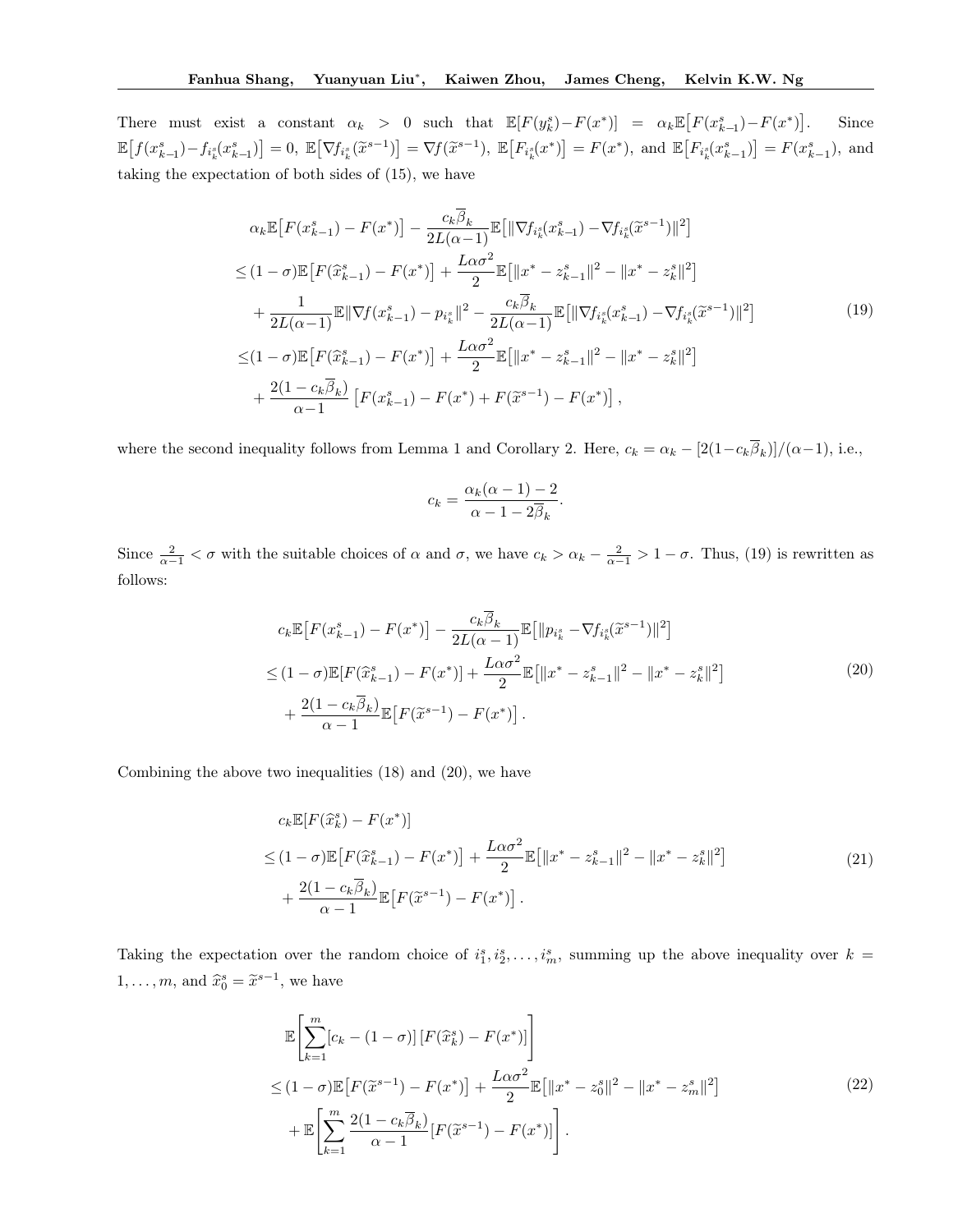There must exist a constant $\alpha_k > 0$ such that $\mathbb{E}[F(y_k^s) - F(x^*)] = \alpha_k \mathbb{E}\big[F(x_{k-1}^s) - F(x^*)\big]$. Since $\mathbb{E}\big[f(x_{k-1}^s) - f_{i_k^s}(x_{k-1}^s)\big] = 0$, $\mathbb{E}\big[\nabla f_{i_k^s}(\widetilde{x}^{s-1})\big] = \nabla f(\widetilde{x}^{s-1})$, $\mathbb{E}\big[F_{i_k^s}(x^*)\big] = F(x^*)$, and $\mathbb{E}\big[F_{i_k^s}(x_{k-1}^s)\big] = F(x_{k-1}^s)$, and taking the expectation of both sides of (15), we have

$$
\begin{aligned}
&\alpha_k \mathbb{E}\big[F(x_{k-1}^s) - F(x^*)\big] - \frac{c_k \overline{\beta}_k}{2L(\alpha-1)} \mathbb{E}\big[\|\nabla f_{i_k^s}(x_{k-1}^s) - \nabla f_{i_k^s}(\widetilde{x}^{s-1})\|^2\big] \\
\leq & (1-\sigma)\mathbb{E}\big[F(\widehat{x}_{k-1}^s) - F(x^*)\big] + \frac{L\alpha\sigma^2}{2}\mathbb{E}\big[\|x^* - z_{k-1}^s\|^2 - \|x^* - z_k^s\|^2\big] \\
& + \frac{1}{2L(\alpha-1)}\mathbb{E}\|\nabla f(x_{k-1}^s) - p_{i_k^s}\|^2 - \frac{c_k \overline{\beta}_k}{2L(\alpha-1)} \mathbb{E}\big[\|\nabla f_{i_k^s}(x_{k-1}^s) - \nabla f_{i_k^s}(\widetilde{x}^{s-1})\|^2\big] \\
\leq & (1-\sigma)\mathbb{E}\big[F(\widehat{x}_{k-1}^s) - F(x^*)\big] + \frac{L\alpha\sigma^2}{2}\mathbb{E}\big[\|x^* - z_{k-1}^s\|^2 - \|x^* - z_k^s\|^2\big] \\
& + \frac{2(1 - c_k\overline{\beta}_k)}{\alpha-1}\big[F(x_{k-1}^s) - F(x^*) + F(\widetilde{x}^{s-1}) - F(x^*)\big],
\end{aligned}
\tag{19}
$$

where the second inequality follows from Lemma 1 and Corollary 2. Here, $c_k = \alpha_k - [2(1 - c_k\overline{\beta}_k)]/(\alpha-1)$, i.e.,

$$
c_k = \frac{\alpha_k(\alpha-1) - 2}{\alpha - 1 - 2\overline{\beta}_k}.
$$

Since $\frac{2}{\alpha-1} < \sigma$ with the suitable choices of $\alpha$ and $\sigma$, we have $c_k > \alpha_k - \frac{2}{\alpha-1} > 1 - \sigma$. Thus, (19) is rewritten as follows:

$$
\begin{aligned}
& c_k \mathbb{E}\big[F(x_{k-1}^s) - F(x^*)\big] - \frac{c_k \overline{\beta}_k}{2L(\alpha-1)} \mathbb{E}\big[\|p_{i_k^s} - \nabla f_{i_k^s}(\widetilde{x}^{s-1})\|^2\big] \\
\leq & (1-\sigma)\mathbb{E}[F(\widehat{x}_{k-1}^s) - F(x^*)] + \frac{L\alpha\sigma^2}{2}\mathbb{E}\big[\|x^* - z_{k-1}^s\|^2 - \|x^* - z_k^s\|^2\big] \\
& + \frac{2(1 - c_k\overline{\beta}_k)}{\alpha-1}\mathbb{E}\big[F(\widetilde{x}^{s-1}) - F(x^*)\big].
\end{aligned}
\tag{20}
$$

Combining the above two inequalities (18) and (20), we have

$$
\begin{aligned}
& c_k \mathbb{E}[F(\widehat{x}_k^s) - F(x^*)] \\
\leq & (1-\sigma)\mathbb{E}\big[F(\widehat{x}_{k-1}^s) - F(x^*)\big] + \frac{L\alpha\sigma^2}{2}\mathbb{E}\big[\|x^* - z_{k-1}^s\|^2 - \|x^* - z_k^s\|^2\big] \\
& + \frac{2(1 - c_k\overline{\beta}_k)}{\alpha-1}\mathbb{E}\big[F(\widetilde{x}^{s-1}) - F(x^*)\big].
\end{aligned}
\tag{21}
$$

Taking the expectation over the random choice of $i_1^s, i_2^s, \ldots, i_m^s$, summing up the above inequality over $k = 1, \ldots, m$, and $\widehat{x}_0^s = \widetilde{x}^{s-1}$, we have

$$
\begin{aligned}
& \mathbb{E}\left[\sum_{k=1}^{m}[c_k - (1-\sigma)]\,[F(\widehat{x}_k^s) - F(x^*)]\right] \\
\leq & (1-\sigma)\mathbb{E}\big[F(\widetilde{x}^{s-1}) - F(x^*)\big] + \frac{L\alpha\sigma^2}{2}\mathbb{E}\big[\|x^* - z_0^s\|^2 - \|x^* - z_m^s\|^2\big] \\
& + \mathbb{E}\left[\sum_{k=1}^{m}\frac{2(1 - c_k\overline{\beta}_k)}{\alpha-1}[F(\widetilde{x}^{s-1}) - F(x^*)]\right].
\end{aligned}
\tag{22}
$$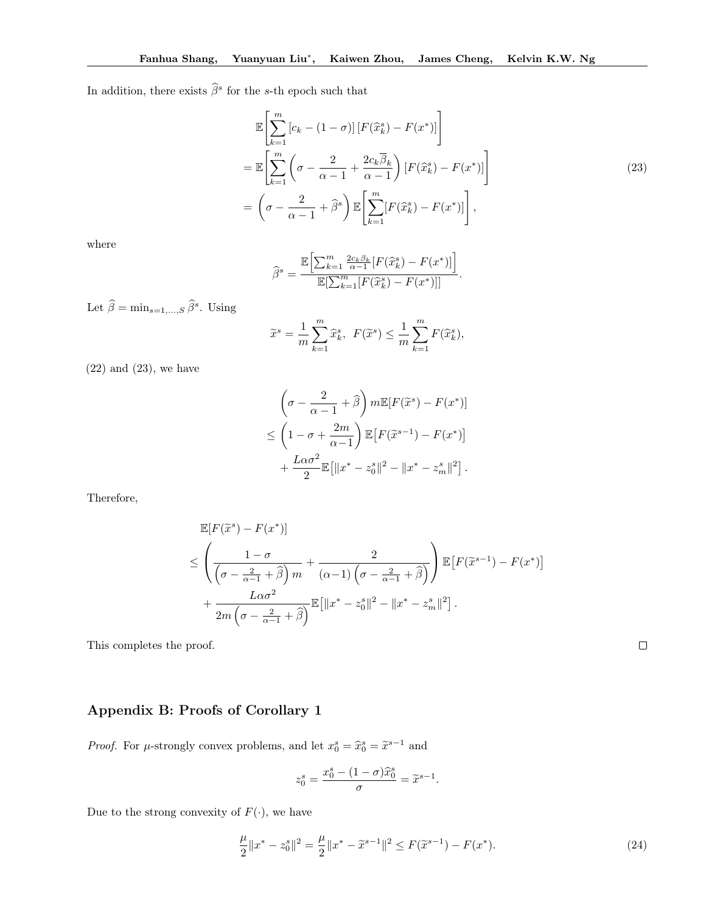In addition, there exists $\widehat{\beta}^s$ for the $s$-th epoch such that

$$
\begin{aligned}
&\mathbb{E}\left[\sum_{k=1}^{m}\left[c_k-(1-\sigma)\right]\left[F(\widehat{x}_k^s)-F(x^*)\right]\right]\\
=\,&\mathbb{E}\left[\sum_{k=1}^{m}\left(\sigma-\frac{2}{\alpha-1}+\frac{2c_k\overline{\beta}_k}{\alpha-1}\right)\left[F(\widehat{x}_k^s)-F(x^*)\right]\right]\\
=\,&\left(\sigma-\frac{2}{\alpha-1}+\widehat{\beta}^s\right)\mathbb{E}\left[\sum_{k=1}^{m}\left[F(\widehat{x}_k^s)-F(x^*)\right]\right],
\end{aligned}
\tag{23}
$$

where

$$
\widehat{\beta}^s=\frac{\mathbb{E}\left[\sum_{k=1}^{m}\frac{2c_k\beta_k}{\alpha-1}\left[F(\widehat{x}_k^s)-F(x^*)\right]\right]}{\mathbb{E}\left[\sum_{k=1}^{m}\left[F(\widehat{x}_k^s)-F(x^*)\right]\right]}.
$$

Let $\widehat{\beta}=\min_{s=1,\ldots,S}\widehat{\beta}^s$. Using

$$
\widetilde{x}^s=\frac{1}{m}\sum_{k=1}^{m}\widehat{x}_k^s,\;\; F(\widetilde{x}^s)\leq\frac{1}{m}\sum_{k=1}^{m}F(\widehat{x}_k^s),
$$

(22) and (23), we have

$$
\begin{aligned}
&\left(\sigma-\frac{2}{\alpha-1}+\widehat{\beta}\right)m\mathbb{E}[F(\widetilde{x}^s)-F(x^*)]\\
\leq\,&\left(1-\sigma+\frac{2m}{\alpha-1}\right)\mathbb{E}\left[F(\widetilde{x}^{s-1})-F(x^*)\right]\\
&+\frac{L\alpha\sigma^2}{2}\mathbb{E}\left[\|x^*-z_0^s\|^2-\|x^*-z_m^s\|^2\right].
\end{aligned}
$$

Therefore,

$$
\begin{aligned}
&\mathbb{E}[F(\widetilde{x}^s)-F(x^*)]\\
\leq\,&\left(\frac{1-\sigma}{\left(\sigma-\frac{2}{\alpha-1}+\widehat{\beta}\right)m}+\frac{2}{(\alpha-1)\left(\sigma-\frac{2}{\alpha-1}+\widehat{\beta}\right)}\right)\mathbb{E}\left[F(\widetilde{x}^{s-1})-F(x^*)\right]\\
&+\frac{L\alpha\sigma^2}{2m\left(\sigma-\frac{2}{\alpha-1}+\widehat{\beta}\right)}\mathbb{E}\left[\|x^*-z_0^s\|^2-\|x^*-z_m^s\|^2\right].
\end{aligned}
$$

This completes the proof. □

## Appendix B: Proofs of Corollary 1

*Proof.* For $\mu$-strongly convex problems, and let $x_0^s=\widehat{x}_0^s=\widetilde{x}^{s-1}$ and

$$
z_0^s=\frac{x_0^s-(1-\sigma)\widehat{x}_0^s}{\sigma}=\widetilde{x}^{s-1}.
$$

Due to the strong convexity of $F(\cdot)$, we have

$$
\frac{\mu}{2}\|x^*-z_0^s\|^2=\frac{\mu}{2}\|x^*-\widetilde{x}^{s-1}\|^2\leq F(\widetilde{x}^{s-1})-F(x^*).
\tag{24}
$$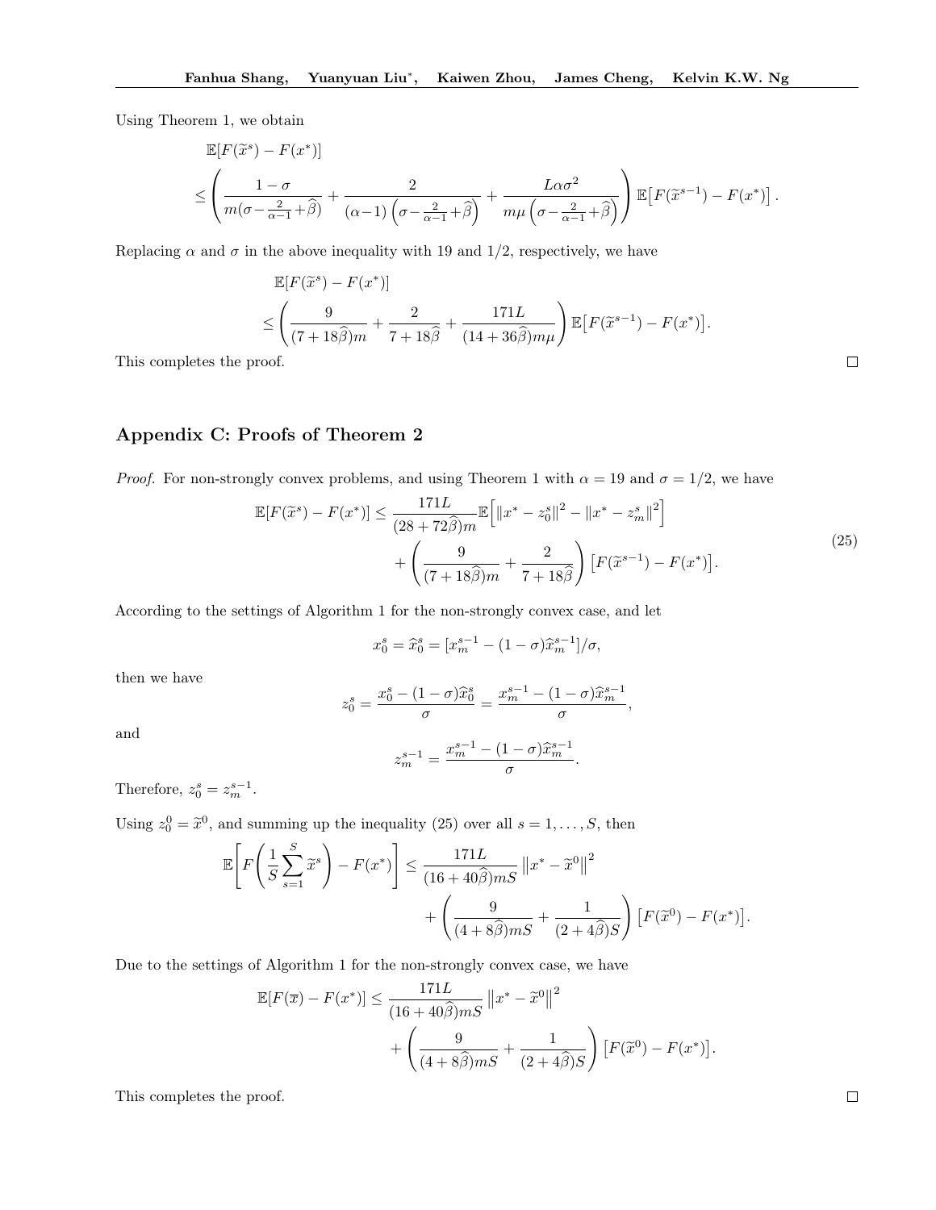Using Theorem 1, we obtain

$$
\begin{aligned}
&\mathbb{E}[F(\widetilde{x}^s) - F(x^*)] \\
&\leq \left( \frac{1-\sigma}{m(\sigma - \frac{2}{\alpha-1} + \widehat{\beta})} + \frac{2}{(\alpha-1)\left(\sigma - \frac{2}{\alpha-1} + \widehat{\beta}\right)} + \frac{L\alpha\sigma^2}{m\mu\left(\sigma - \frac{2}{\alpha-1} + \widehat{\beta}\right)} \right) \mathbb{E}\big[F(\widetilde{x}^{s-1}) - F(x^*)\big].
\end{aligned}
$$

Replacing $\alpha$ and $\sigma$ in the above inequality with 19 and 1/2, respectively, we have

$$
\begin{aligned}
&\mathbb{E}[F(\widetilde{x}^s) - F(x^*)] \\
&\leq \left( \frac{9}{(7+18\widehat{\beta})m} + \frac{2}{7+18\widehat{\beta}} + \frac{171L}{(14+36\widehat{\beta})m\mu} \right) \mathbb{E}\big[F(\widetilde{x}^{s-1}) - F(x^*)\big].
\end{aligned}
$$

This completes the proof. ☐

## Appendix C: Proofs of Theorem 2

*Proof.* For non-strongly convex problems, and using Theorem 1 with $\alpha = 19$ and $\sigma = 1/2$, we have

$$
\begin{aligned}
\mathbb{E}[F(\widetilde{x}^s) - F(x^*)] \leq &\frac{171L}{(28+72\widehat{\beta})m} \mathbb{E}\Big[\|x^* - z_0^s\|^2 - \|x^* - z_m^s\|^2\Big] \\
&+ \left( \frac{9}{(7+18\widehat{\beta})m} + \frac{2}{7+18\widehat{\beta}} \right) \big[F(\widetilde{x}^{s-1}) - F(x^*)\big].
\end{aligned} \tag{25}
$$

According to the settings of Algorithm 1 for the non-strongly convex case, and let

$$
x_0^s = \widehat{x}_0^s = [x_m^{s-1} - (1-\sigma)\widehat{x}_m^{s-1}]/\sigma,
$$

then we have

$$
z_0^s = \frac{x_0^s - (1-\sigma)\widehat{x}_0^s}{\sigma} = \frac{x_m^{s-1} - (1-\sigma)\widehat{x}_m^{s-1}}{\sigma},
$$

and

$$
z_m^{s-1} = \frac{x_m^{s-1} - (1-\sigma)\widehat{x}_m^{s-1}}{\sigma}.
$$

Therefore, $z_0^s = z_m^{s-1}$.

Using $z_0^0 = \widetilde{x}^0$, and summing up the inequality (25) over all $s = 1, \ldots, S$, then

$$
\begin{aligned}
\mathbb{E}\left[F\left(\frac{1}{S}\sum_{s=1}^{S}\widetilde{x}^s\right) - F(x^*)\right] \leq &\frac{171L}{(16+40\widehat{\beta})mS}\left\|x^* - \widetilde{x}^0\right\|^2 \\
&+ \left( \frac{9}{(4+8\widehat{\beta})mS} + \frac{1}{(2+4\widehat{\beta})S} \right) \big[F(\widetilde{x}^0) - F(x^*)\big].
\end{aligned}
$$

Due to the settings of Algorithm 1 for the non-strongly convex case, we have

$$
\begin{aligned}
\mathbb{E}[F(\overline{x}) - F(x^*)] \leq &\frac{171L}{(16+40\widehat{\beta})mS}\left\|x^* - \widetilde{x}^0\right\|^2 \\
&+ \left( \frac{9}{(4+8\widehat{\beta})mS} + \frac{1}{(2+4\widehat{\beta})S} \right) \big[F(\widetilde{x}^0) - F(x^*)\big].
\end{aligned}
$$

This completes the proof. ☐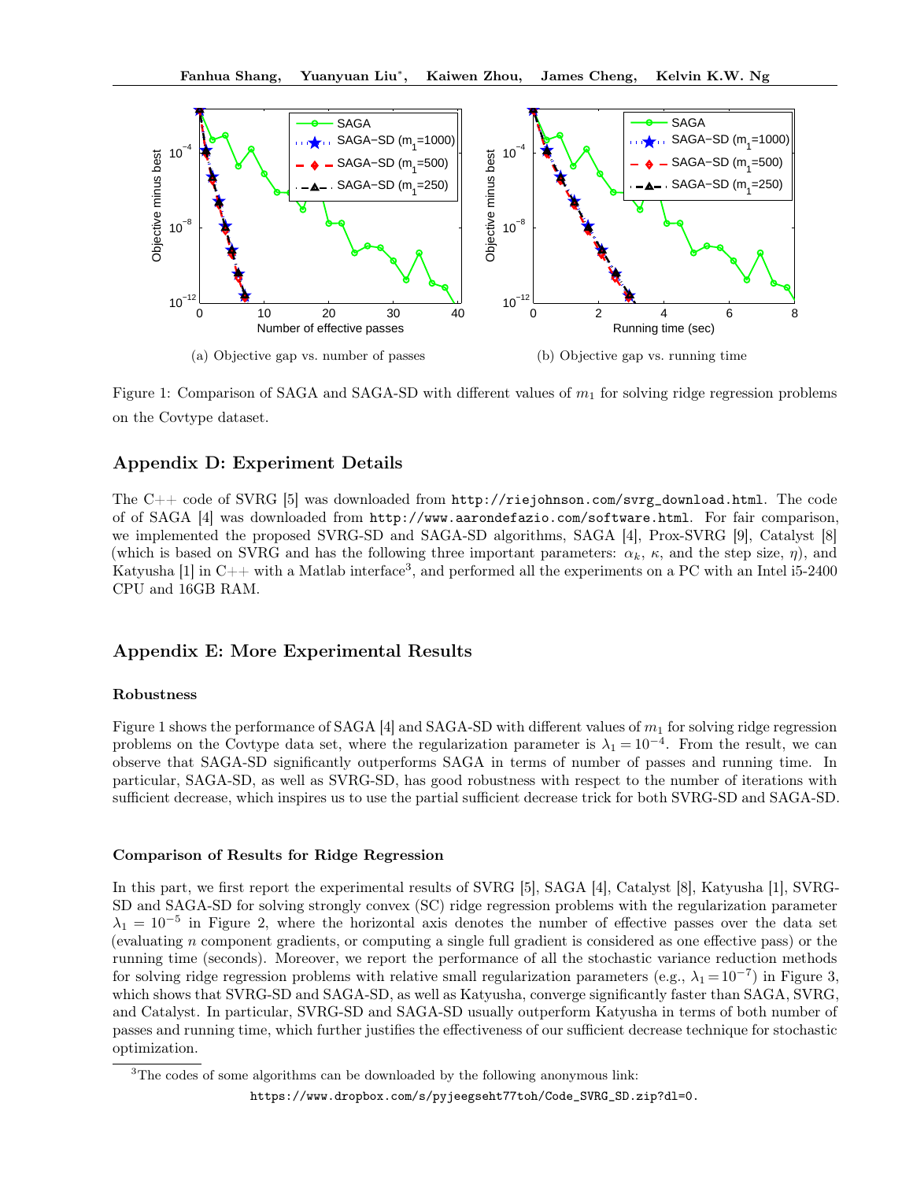(a) Objective gap vs. number of passes

(b) Objective gap vs. running time

Figure 1: Comparison of SAGA and SAGA-SD with different values of $m_1$ for solving ridge regression problems on the Covtype dataset.

## Appendix D: Experiment Details

The C++ code of SVRG [5] was downloaded from http://riejohnson.com/svrg_download.html. The code of of SAGA [4] was downloaded from http://www.aarondefazio.com/software.html. For fair comparison, we implemented the proposed SVRG-SD and SAGA-SD algorithms, SAGA [4], Prox-SVRG [9], Catalyst [8] (which is based on SVRG and has the following three important parameters: $\alpha_k$, $\kappa$, and the step size, $\eta$), and Katyusha [1] in C++ with a Matlab interface[3], and performed all the experiments on a PC with an Intel i5-2400 CPU and 16GB RAM.

## Appendix E: More Experimental Results

### Robustness

Figure 1 shows the performance of SAGA [4] and SAGA-SD with different values of $m_1$ for solving ridge regression problems on the Covtype data set, where the regularization parameter is $\lambda_1 = 10^{-4}$. From the result, we can observe that SAGA-SD significantly outperforms SAGA in terms of number of passes and running time. In particular, SAGA-SD, as well as SVRG-SD, has good robustness with respect to the number of iterations with sufficient decrease, which inspires us to use the partial sufficient decrease trick for both SVRG-SD and SAGA-SD.

### Comparison of Results for Ridge Regression

In this part, we first report the experimental results of SVRG [5], SAGA [4], Catalyst [8], Katyusha [1], SVRG-SD and SAGA-SD for solving strongly convex (SC) ridge regression problems with the regularization parameter $\lambda_1 = 10^{-5}$ in Figure 2, where the horizontal axis denotes the number of effective passes over the data set (evaluating $n$ component gradients, or computing a single full gradient is considered as one effective pass) or the running time (seconds). Moreover, we report the performance of all the stochastic variance reduction methods for solving ridge regression problems with relative small regularization parameters (e.g., $\lambda_1 = 10^{-7}$) in Figure 3, which shows that SVRG-SD and SAGA-SD, as well as Katyusha, converge significantly faster than SAGA, SVRG, and Catalyst. In particular, SVRG-SD and SAGA-SD usually outperform Katyusha in terms of both number of passes and running time, which further justifies the effectiveness of our sufficient decrease technique for stochastic optimization.

[3] The codes of some algorithms can be downloaded by the following anonymous link: https://www.dropbox.com/s/pyjeegseht77toh/Code_SVRG_SD.zip?dl=0.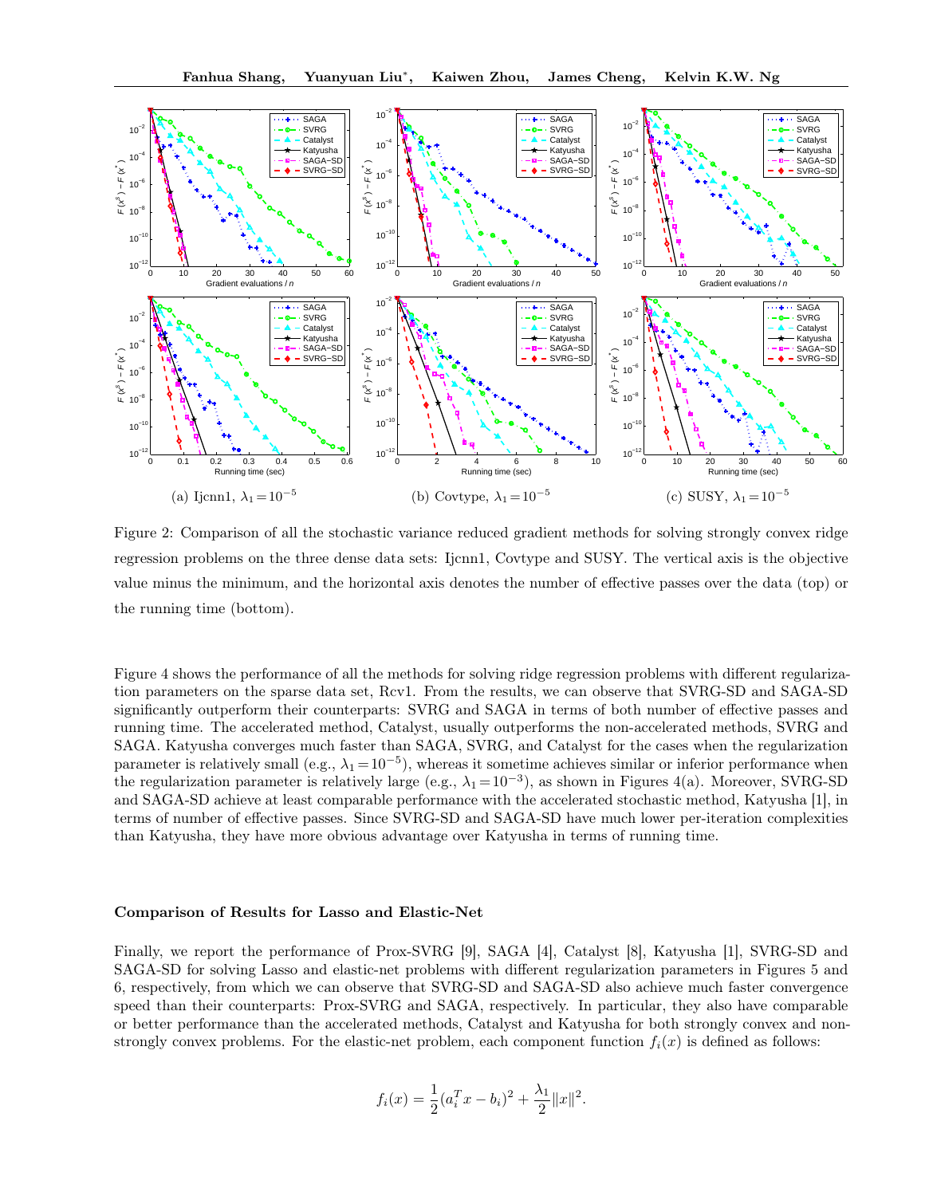(a) Ijcnn1, $\lambda_1 = 10^{-5}$ (b) Covtype, $\lambda_1 = 10^{-5}$ (c) SUSY, $\lambda_1 = 10^{-5}$

Figure 2: Comparison of all the stochastic variance reduced gradient methods for solving strongly convex ridge regression problems on the three dense data sets: Ijcnn1, Covtype and SUSY. The vertical axis is the objective value minus the minimum, and the horizontal axis denotes the number of effective passes over the data (top) or the running time (bottom).

Figure 4 shows the performance of all the methods for solving ridge regression problems with different regularization parameters on the sparse data set, Rcv1. From the results, we can observe that SVRG-SD and SAGA-SD significantly outperform their counterparts: SVRG and SAGA in terms of both number of effective passes and running time. The accelerated method, Catalyst, usually outperforms the non-accelerated methods, SVRG and SAGA. Katyusha converges much faster than SAGA, SVRG, and Catalyst for the cases when the regularization parameter is relatively small (e.g., $\lambda_1 = 10^{-5}$), whereas it sometime achieves similar or inferior performance when the regularization parameter is relatively large (e.g., $\lambda_1 = 10^{-3}$), as shown in Figures 4(a). Moreover, SVRG-SD and SAGA-SD achieve at least comparable performance with the accelerated stochastic method, Katyusha [1], in terms of number of effective passes. Since SVRG-SD and SAGA-SD have much lower per-iteration complexities than Katyusha, they have more obvious advantage over Katyusha in terms of running time.

**Comparison of Results for Lasso and Elastic-Net**

Finally, we report the performance of Prox-SVRG [9], SAGA [4], Catalyst [8], Katyusha [1], SVRG-SD and SAGA-SD for solving Lasso and elastic-net problems with different regularization parameters in Figures 5 and 6, respectively, from which we can observe that SVRG-SD and SAGA-SD also achieve much faster convergence speed than their counterparts: Prox-SVRG and SAGA, respectively. In particular, they also have comparable or better performance than the accelerated methods, Catalyst and Katyusha for both strongly convex and non-strongly convex problems. For the elastic-net problem, each component function $f_i(x)$ is defined as follows:

$$f_i(x) = \frac{1}{2}(a_i^T x - b_i)^2 + \frac{\lambda_1}{2}\|x\|^2.$$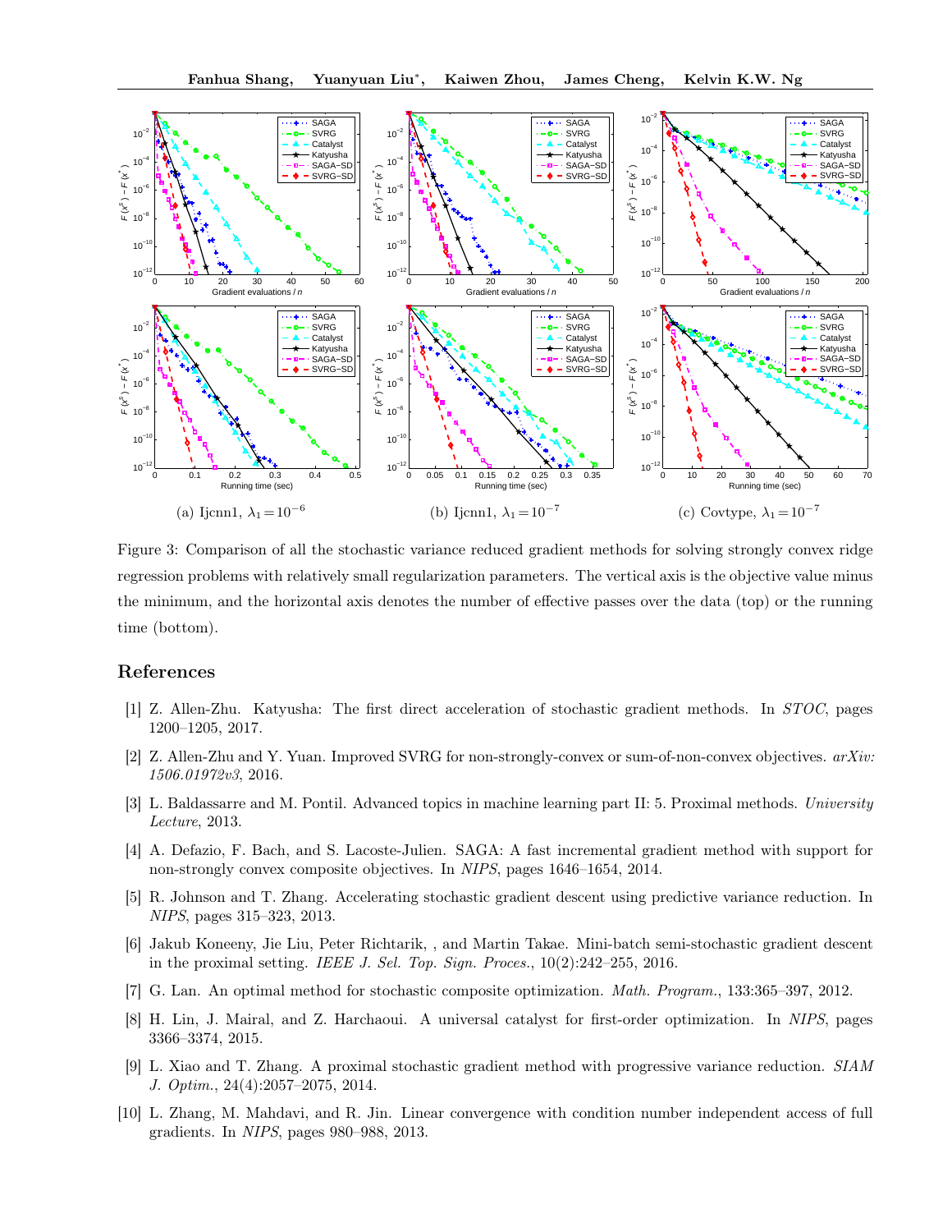(a) Ijcnn1, $\lambda_1 = 10^{-6}$ (b) Ijcnn1, $\lambda_1 = 10^{-7}$ (c) Covtype, $\lambda_1 = 10^{-7}$

Figure 3: Comparison of all the stochastic variance reduced gradient methods for solving strongly convex ridge regression problems with relatively small regularization parameters. The vertical axis is the objective value minus the minimum, and the horizontal axis denotes the number of effective passes over the data (top) or the running time (bottom).

## References

[1] Z. Allen-Zhu. Katyusha: The first direct acceleration of stochastic gradient methods. In *STOC*, pages 1200–1205, 2017.

[2] Z. Allen-Zhu and Y. Yuan. Improved SVRG for non-strongly-convex or sum-of-non-convex objectives. *arXiv: 1506.01972v3*, 2016.

[3] L. Baldassarre and M. Pontil. Advanced topics in machine learning part II: 5. Proximal methods. *University Lecture*, 2013.

[4] A. Defazio, F. Bach, and S. Lacoste-Julien. SAGA: A fast incremental gradient method with support for non-strongly convex composite objectives. In *NIPS*, pages 1646–1654, 2014.

[5] R. Johnson and T. Zhang. Accelerating stochastic gradient descent using predictive variance reduction. In *NIPS*, pages 315–323, 2013.

[6] Jakub Koneeny, Jie Liu, Peter Richtarik, , and Martin Takae. Mini-batch semi-stochastic gradient descent in the proximal setting. *IEEE J. Sel. Top. Sign. Proces.*, 10(2):242–255, 2016.

[7] G. Lan. An optimal method for stochastic composite optimization. *Math. Program.*, 133:365–397, 2012.

[8] H. Lin, J. Mairal, and Z. Harchaoui. A universal catalyst for first-order optimization. In *NIPS*, pages 3366–3374, 2015.

[9] L. Xiao and T. Zhang. A proximal stochastic gradient method with progressive variance reduction. *SIAM J. Optim.*, 24(4):2057–2075, 2014.

[10] L. Zhang, M. Mahdavi, and R. Jin. Linear convergence with condition number independent access of full gradients. In *NIPS*, pages 980–988, 2013.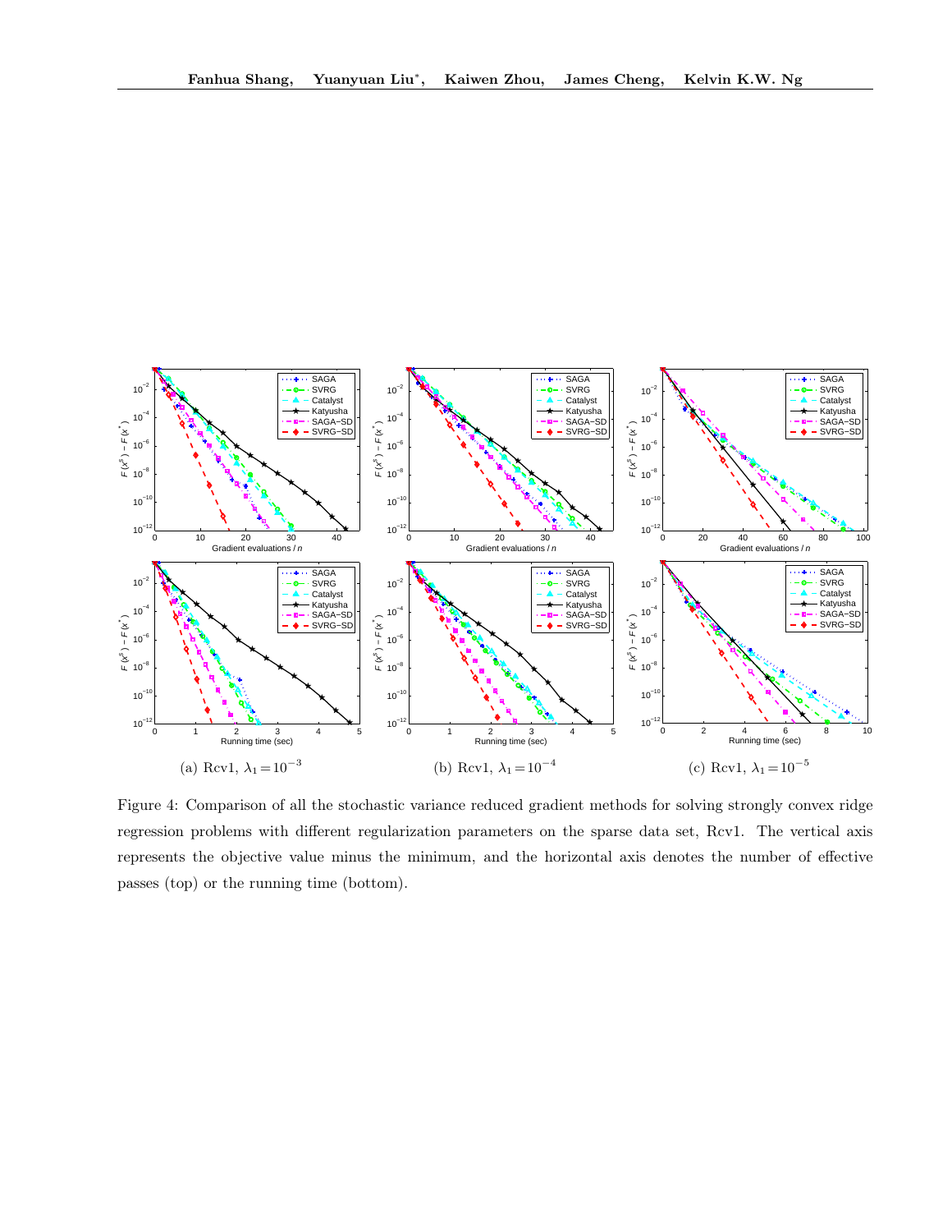(a) Rcv1, $\lambda_1 = 10^{-3}$ (b) Rcv1, $\lambda_1 = 10^{-4}$ (c) Rcv1, $\lambda_1 = 10^{-5}$

Figure 4: Comparison of all the stochastic variance reduced gradient methods for solving strongly convex ridge regression problems with different regularization parameters on the sparse data set, Rcv1. The vertical axis represents the objective value minus the minimum, and the horizontal axis denotes the number of effective passes (top) or the running time (bottom).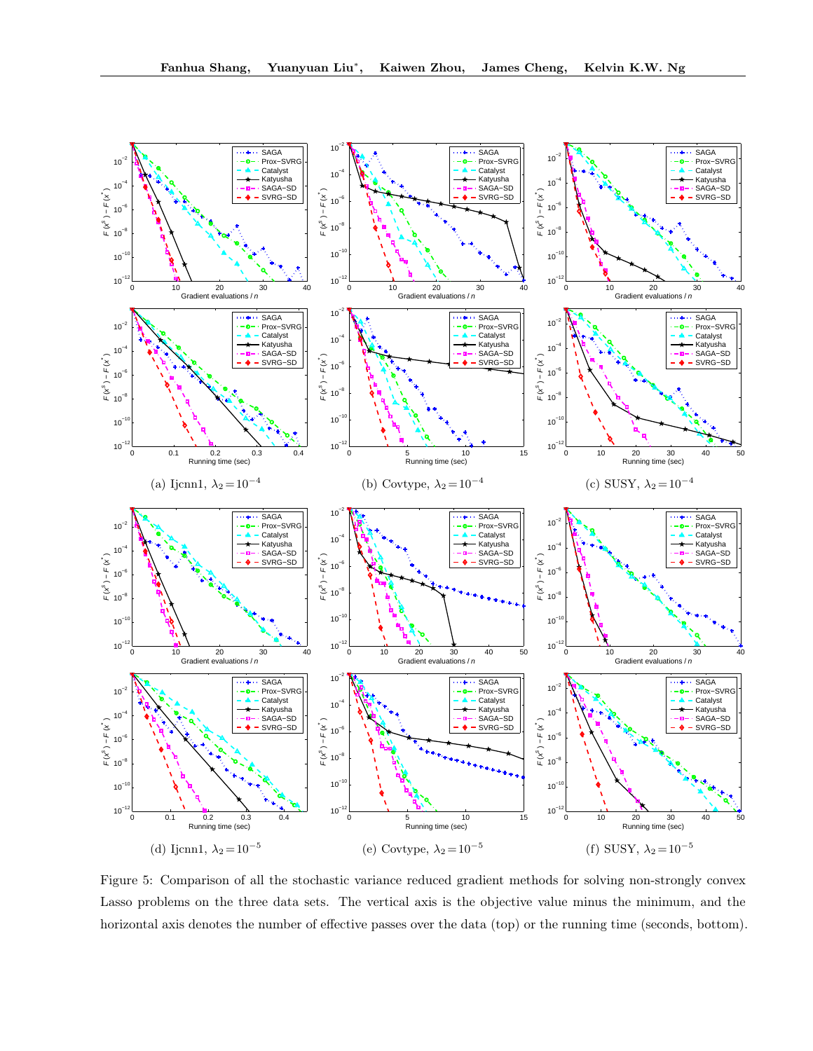(a) Ijcnn1, $\lambda_2 = 10^{-4}$

(b) Covtype, $\lambda_2 = 10^{-4}$

(c) SUSY, $\lambda_2 = 10^{-4}$

(d) Ijcnn1, $\lambda_2 = 10^{-5}$

(e) Covtype, $\lambda_2 = 10^{-5}$

(f) SUSY, $\lambda_2 = 10^{-5}$

Figure 5: Comparison of all the stochastic variance reduced gradient methods for solving non-strongly convex Lasso problems on the three data sets. The vertical axis is the objective value minus the minimum, and the horizontal axis denotes the number of effective passes over the data (top) or the running time (seconds, bottom).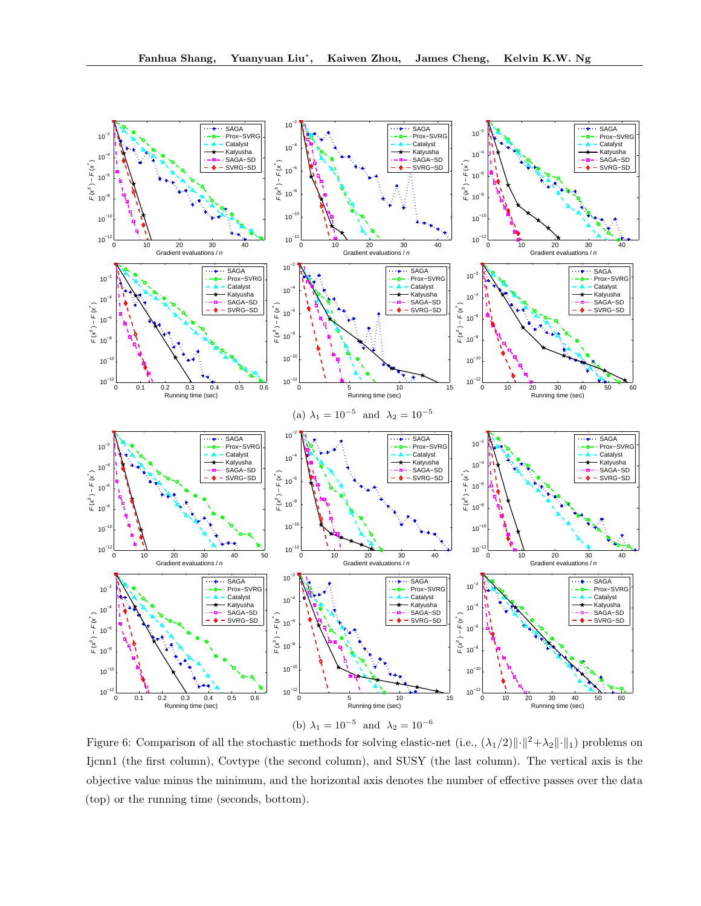SAGA
Prox-SVRG
Catalyst
Katyusha
SAGA-SD
SVRG-SD

$F(x^s) - F(x^*)$

Gradient evaluations / $n$

Running time (sec)

(a) $\lambda_1 = 10^{-5}$ and $\lambda_2 = 10^{-5}$

(b) $\lambda_1 = 10^{-5}$ and $\lambda_2 = 10^{-6}$

Figure 6: Comparison of all the stochastic methods for solving elastic-net (i.e., $(\lambda_1/2)\|\cdot\|^2+\lambda_2\|\cdot\|_1$) problems on Ijcnn1 (the first column), Covtype (the second column), and SUSY (the last column). The vertical axis is the objective value minus the minimum, and the horizontal axis denotes the number of effective passes over the data (top) or the running time (seconds, bottom).